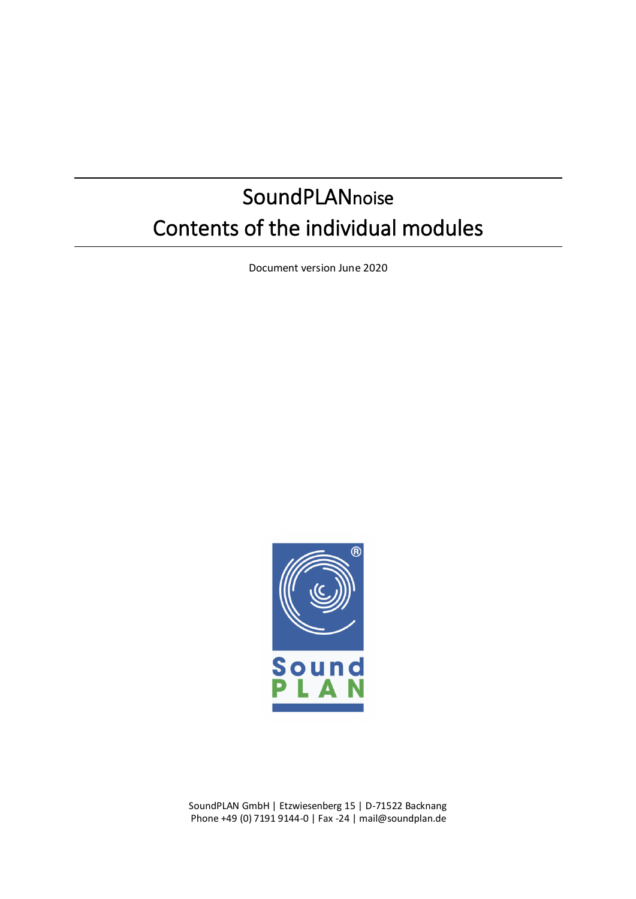# SoundPLANnoise
# Contents of the individual modules

Document version June 2020

SoundPLAN GmbH | Etzwiesenberg 15 | D-71522 Backnang
Phone +49 (0) 7191 9144-0 | Fax -24 | mail@soundplan.de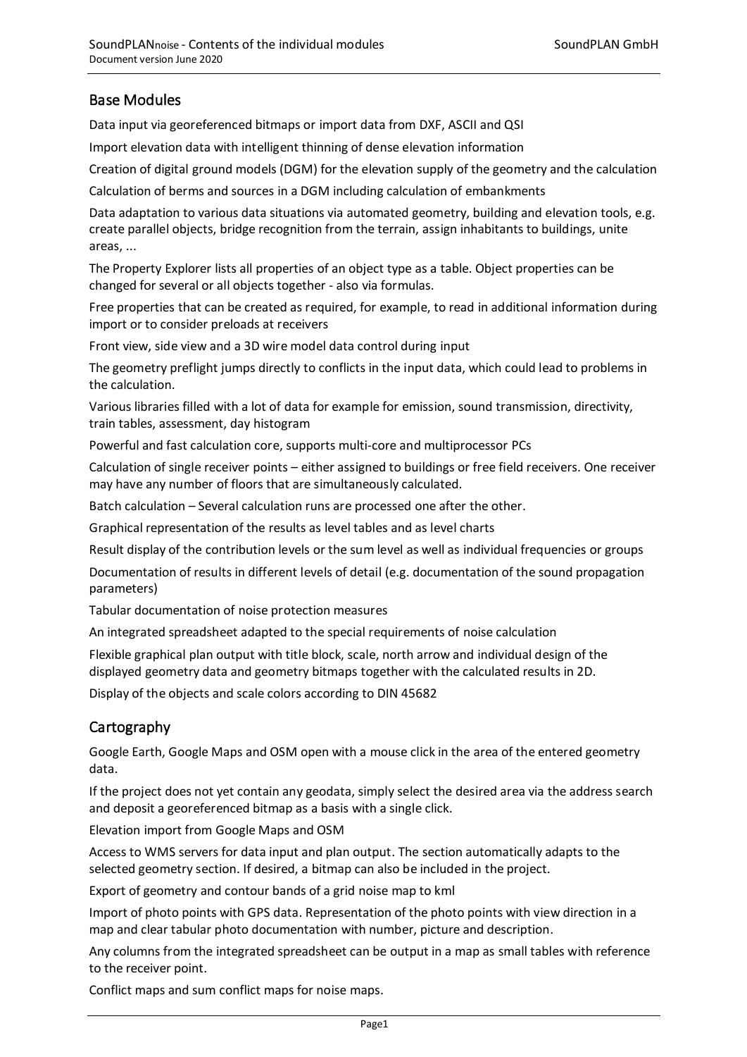## Base Modules

Data input via georeferenced bitmaps or import data from DXF, ASCII and QSI

Import elevation data with intelligent thinning of dense elevation information

Creation of digital ground models (DGM) for the elevation supply of the geometry and the calculation

Calculation of berms and sources in a DGM including calculation of embankments

Data adaptation to various data situations via automated geometry, building and elevation tools, e.g. create parallel objects, bridge recognition from the terrain, assign inhabitants to buildings, unite areas, ...

The Property Explorer lists all properties of an object type as a table. Object properties can be changed for several or all objects together - also via formulas.

Free properties that can be created as required, for example, to read in additional information during import or to consider preloads at receivers

Front view, side view and a 3D wire model data control during input

The geometry preflight jumps directly to conflicts in the input data, which could lead to problems in the calculation.

Various libraries filled with a lot of data for example for emission, sound transmission, directivity, train tables, assessment, day histogram

Powerful and fast calculation core, supports multi-core and multiprocessor PCs

Calculation of single receiver points – either assigned to buildings or free field receivers. One receiver may have any number of floors that are simultaneously calculated.

Batch calculation – Several calculation runs are processed one after the other.

Graphical representation of the results as level tables and as level charts

Result display of the contribution levels or the sum level as well as individual frequencies or groups

Documentation of results in different levels of detail (e.g. documentation of the sound propagation parameters)

Tabular documentation of noise protection measures

An integrated spreadsheet adapted to the special requirements of noise calculation

Flexible graphical plan output with title block, scale, north arrow and individual design of the displayed geometry data and geometry bitmaps together with the calculated results in 2D.

Display of the objects and scale colors according to DIN 45682

## Cartography

Google Earth, Google Maps and OSM open with a mouse click in the area of the entered geometry data.

If the project does not yet contain any geodata, simply select the desired area via the address search and deposit a georeferenced bitmap as a basis with a single click.

Elevation import from Google Maps and OSM

Access to WMS servers for data input and plan output. The section automatically adapts to the selected geometry section. If desired, a bitmap can also be included in the project.

Export of geometry and contour bands of a grid noise map to kml

Import of photo points with GPS data. Representation of the photo points with view direction in a map and clear tabular photo documentation with number, picture and description.

Any columns from the integrated spreadsheet can be output in a map as small tables with reference to the receiver point.

Conflict maps and sum conflict maps for noise maps.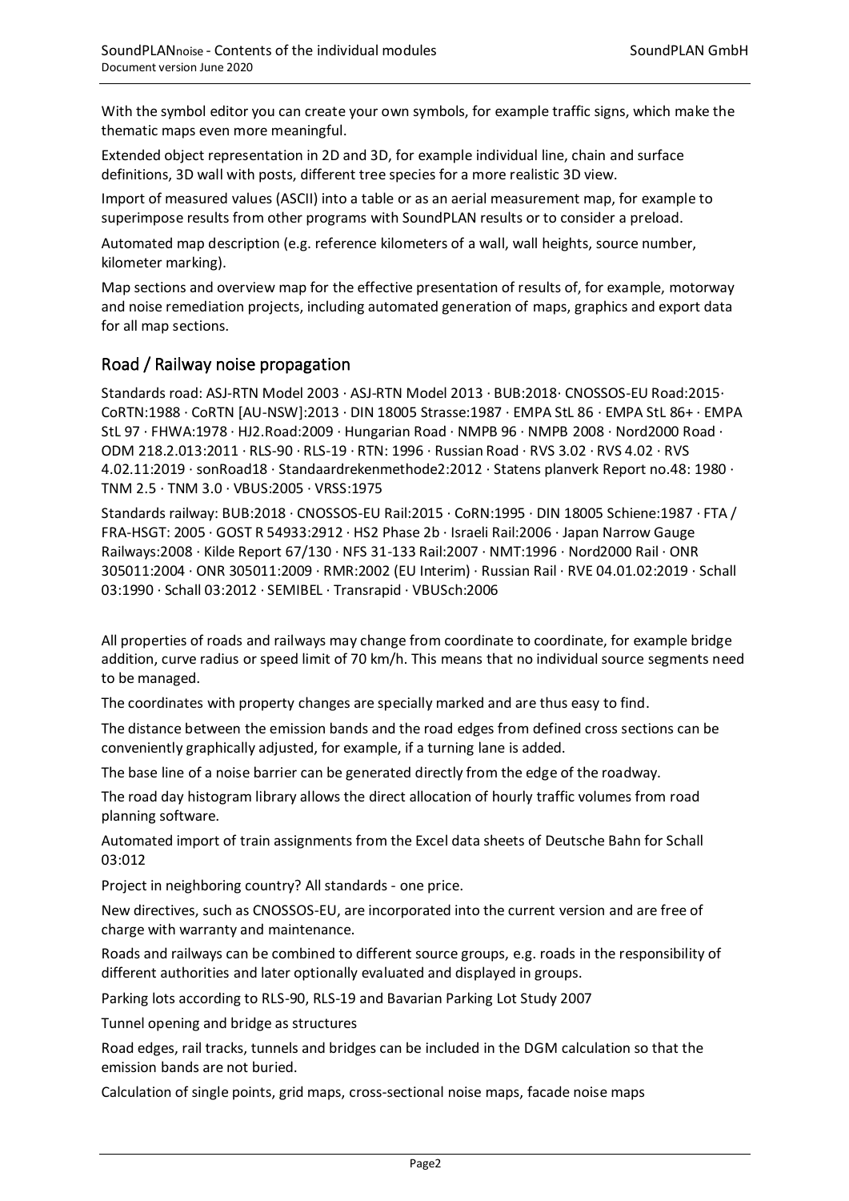With the symbol editor you can create your own symbols, for example traffic signs, which make the thematic maps even more meaningful.

Extended object representation in 2D and 3D, for example individual line, chain and surface definitions, 3D wall with posts, different tree species for a more realistic 3D view.

Import of measured values (ASCII) into a table or as an aerial measurement map, for example to superimpose results from other programs with SoundPLAN results or to consider a preload.

Automated map description (e.g. reference kilometers of a wall, wall heights, source number, kilometer marking).

Map sections and overview map for the effective presentation of results of, for example, motorway and noise remediation projects, including automated generation of maps, graphics and export data for all map sections.

## Road / Railway noise propagation

Standards road: ASJ-RTN Model 2003 · ASJ-RTN Model 2013 · BUB:2018· CNOSSOS-EU Road:2015· CoRTN:1988 · CoRTN [AU-NSW]:2013 · DIN 18005 Strasse:1987 · EMPA StL 86 · EMPA StL 86+ · EMPA StL 97 · FHWA:1978 · HJ2.Road:2009 · Hungarian Road · NMPB 96 · NMPB 2008 · Nord2000 Road · ODM 218.2.013:2011 · RLS-90 · RLS-19 · RTN: 1996 · Russian Road · RVS 3.02 · RVS 4.02 · RVS 4.02.11:2019 · sonRoad18 · Standaardrekenmethode2:2012 · Statens planverk Report no.48: 1980 · TNM 2.5 · TNM 3.0 · VBUS:2005 · VRSS:1975

Standards railway: BUB:2018 · CNOSSOS-EU Rail:2015 · CoRN:1995 · DIN 18005 Schiene:1987 · FTA / FRA-HSGT: 2005 · GOST R 54933:2912 · HS2 Phase 2b · Israeli Rail:2006 · Japan Narrow Gauge Railways:2008 · Kilde Report 67/130 · NFS 31-133 Rail:2007 · NMT:1996 · Nord2000 Rail · ONR 305011:2004 · ONR 305011:2009 · RMR:2002 (EU Interim) · Russian Rail · RVE 04.01.02:2019 · Schall 03:1990 · Schall 03:2012 · SEMIBEL · Transrapid · VBUSch:2006

All properties of roads and railways may change from coordinate to coordinate, for example bridge addition, curve radius or speed limit of 70 km/h. This means that no individual source segments need to be managed.

The coordinates with property changes are specially marked and are thus easy to find.

The distance between the emission bands and the road edges from defined cross sections can be conveniently graphically adjusted, for example, if a turning lane is added.

The base line of a noise barrier can be generated directly from the edge of the roadway.

The road day histogram library allows the direct allocation of hourly traffic volumes from road planning software.

Automated import of train assignments from the Excel data sheets of Deutsche Bahn for Schall 03:012

Project in neighboring country? All standards - one price.

New directives, such as CNOSSOS-EU, are incorporated into the current version and are free of charge with warranty and maintenance.

Roads and railways can be combined to different source groups, e.g. roads in the responsibility of different authorities and later optionally evaluated and displayed in groups.

Parking lots according to RLS-90, RLS-19 and Bavarian Parking Lot Study 2007

Tunnel opening and bridge as structures

Road edges, rail tracks, tunnels and bridges can be included in the DGM calculation so that the emission bands are not buried.

Calculation of single points, grid maps, cross-sectional noise maps, facade noise maps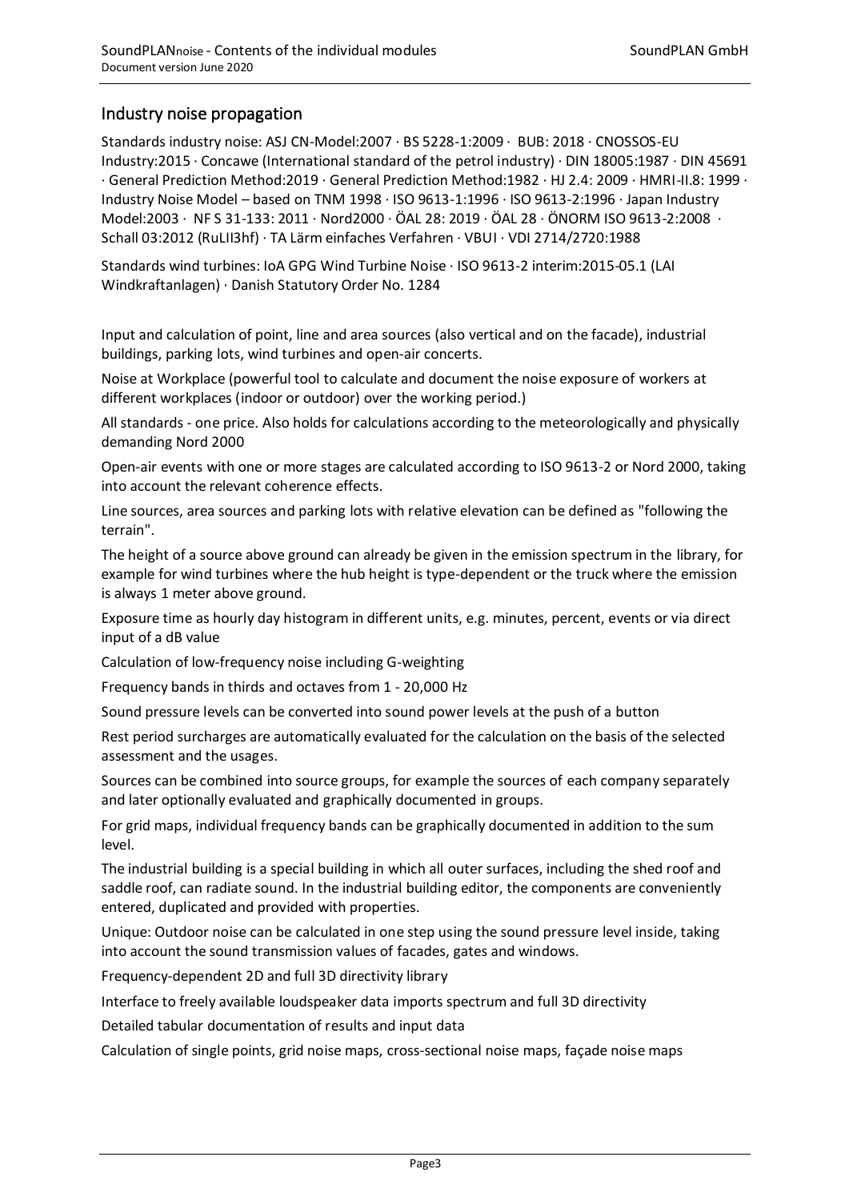## Industry noise propagation

Standards industry noise: ASJ CN-Model:2007 · BS 5228-1:2009 · BUB: 2018 · CNOSSOS-EU Industry:2015 · Concawe (International standard of the petrol industry) · DIN 18005:1987 · DIN 45691 · General Prediction Method:2019 · General Prediction Method:1982 · HJ 2.4: 2009 · HMRI-II.8: 1999 · Industry Noise Model – based on TNM 1998 · ISO 9613-1:1996 · ISO 9613-2:1996 · Japan Industry Model:2003 · NF S 31-133: 2011 · Nord2000 · ÖAL 28: 2019 · ÖAL 28 · ÖNORM ISO 9613-2:2008 · Schall 03:2012 (RuLII3hf) · TA Lärm einfaches Verfahren · VBUI · VDI 2714/2720:1988

Standards wind turbines: IoA GPG Wind Turbine Noise · ISO 9613-2 interim:2015-05.1 (LAI Windkraftanlagen) · Danish Statutory Order No. 1284

Input and calculation of point, line and area sources (also vertical and on the facade), industrial buildings, parking lots, wind turbines and open-air concerts.

Noise at Workplace (powerful tool to calculate and document the noise exposure of workers at different workplaces (indoor or outdoor) over the working period.)

All standards - one price. Also holds for calculations according to the meteorologically and physically demanding Nord 2000

Open-air events with one or more stages are calculated according to ISO 9613-2 or Nord 2000, taking into account the relevant coherence effects.

Line sources, area sources and parking lots with relative elevation can be defined as "following the terrain".

The height of a source above ground can already be given in the emission spectrum in the library, for example for wind turbines where the hub height is type-dependent or the truck where the emission is always 1 meter above ground.

Exposure time as hourly day histogram in different units, e.g. minutes, percent, events or via direct input of a dB value

Calculation of low-frequency noise including G-weighting

Frequency bands in thirds and octaves from 1 - 20,000 Hz

Sound pressure levels can be converted into sound power levels at the push of a button

Rest period surcharges are automatically evaluated for the calculation on the basis of the selected assessment and the usages.

Sources can be combined into source groups, for example the sources of each company separately and later optionally evaluated and graphically documented in groups.

For grid maps, individual frequency bands can be graphically documented in addition to the sum level.

The industrial building is a special building in which all outer surfaces, including the shed roof and saddle roof, can radiate sound. In the industrial building editor, the components are conveniently entered, duplicated and provided with properties.

Unique: Outdoor noise can be calculated in one step using the sound pressure level inside, taking into account the sound transmission values of facades, gates and windows.

Frequency-dependent 2D and full 3D directivity library

Interface to freely available loudspeaker data imports spectrum and full 3D directivity

Detailed tabular documentation of results and input data

Calculation of single points, grid noise maps, cross-sectional noise maps, façade noise maps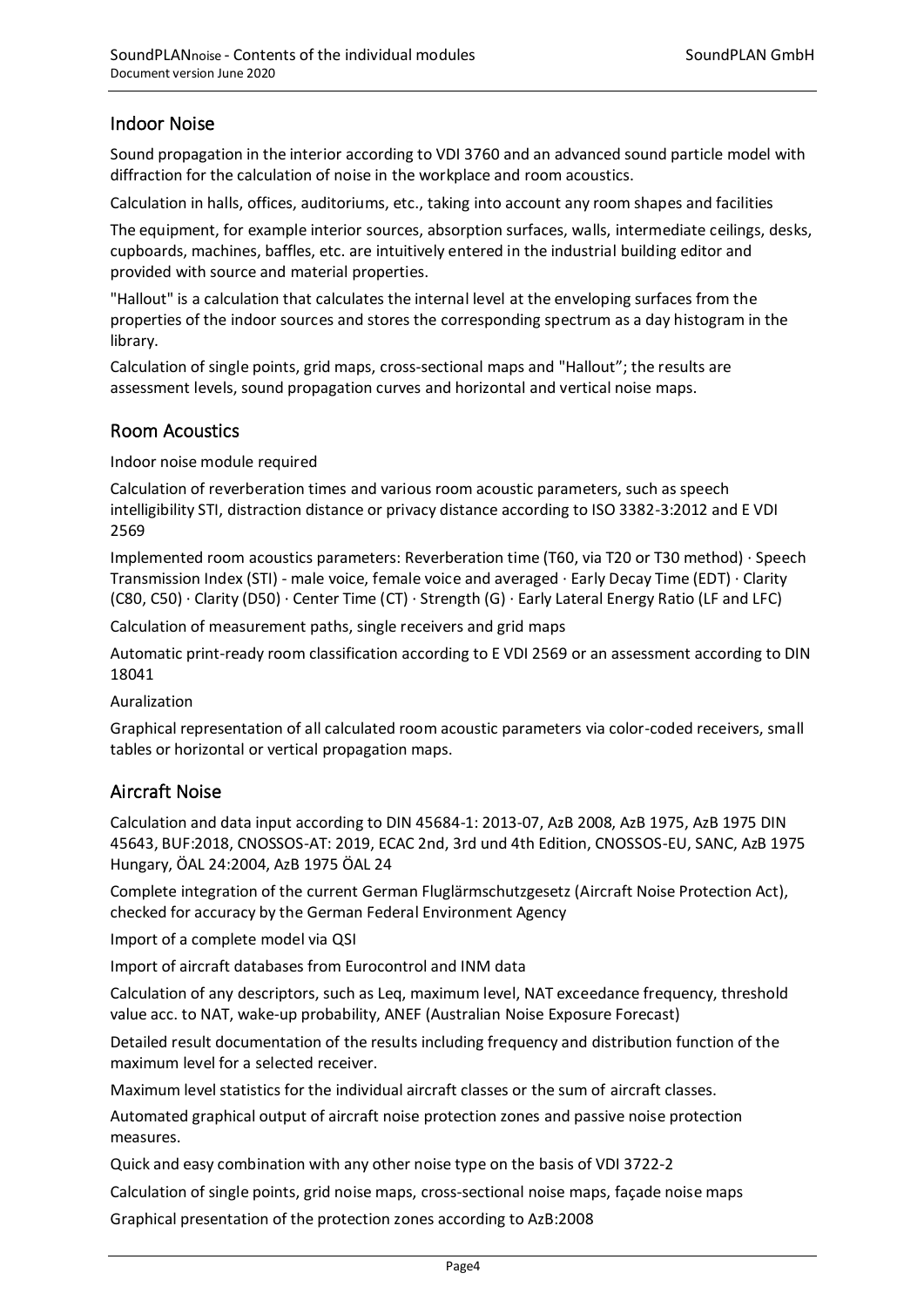## Indoor Noise

Sound propagation in the interior according to VDI 3760 and an advanced sound particle model with diffraction for the calculation of noise in the workplace and room acoustics.

Calculation in halls, offices, auditoriums, etc., taking into account any room shapes and facilities

The equipment, for example interior sources, absorption surfaces, walls, intermediate ceilings, desks, cupboards, machines, baffles, etc. are intuitively entered in the industrial building editor and provided with source and material properties.

"Hallout" is a calculation that calculates the internal level at the enveloping surfaces from the properties of the indoor sources and stores the corresponding spectrum as a day histogram in the library.

Calculation of single points, grid maps, cross-sectional maps and "Hallout"; the results are assessment levels, sound propagation curves and horizontal and vertical noise maps.

## Room Acoustics

Indoor noise module required

Calculation of reverberation times and various room acoustic parameters, such as speech intelligibility STI, distraction distance or privacy distance according to ISO 3382-3:2012 and E VDI 2569

Implemented room acoustics parameters: Reverberation time (T60, via T20 or T30 method) · Speech Transmission Index (STI) - male voice, female voice and averaged · Early Decay Time (EDT) · Clarity (C80, C50) · Clarity (D50) · Center Time (CT) · Strength (G) · Early Lateral Energy Ratio (LF and LFC)

Calculation of measurement paths, single receivers and grid maps

Automatic print-ready room classification according to E VDI 2569 or an assessment according to DIN 18041

Auralization

Graphical representation of all calculated room acoustic parameters via color-coded receivers, small tables or horizontal or vertical propagation maps.

## Aircraft Noise

Calculation and data input according to DIN 45684-1: 2013-07, AzB 2008, AzB 1975, AzB 1975 DIN 45643, BUF:2018, CNOSSOS-AT: 2019, ECAC 2nd, 3rd und 4th Edition, CNOSSOS-EU, SANC, AzB 1975 Hungary, ÖAL 24:2004, AzB 1975 ÖAL 24

Complete integration of the current German Fluglärmschutzgesetz (Aircraft Noise Protection Act), checked for accuracy by the German Federal Environment Agency

Import of a complete model via QSI

Import of aircraft databases from Eurocontrol and INM data

Calculation of any descriptors, such as Leq, maximum level, NAT exceedance frequency, threshold value acc. to NAT, wake-up probability, ANEF (Australian Noise Exposure Forecast)

Detailed result documentation of the results including frequency and distribution function of the maximum level for a selected receiver.

Maximum level statistics for the individual aircraft classes or the sum of aircraft classes.

Automated graphical output of aircraft noise protection zones and passive noise protection measures.

Quick and easy combination with any other noise type on the basis of VDI 3722-2

Calculation of single points, grid noise maps, cross-sectional noise maps, façade noise maps

Graphical presentation of the protection zones according to AzB:2008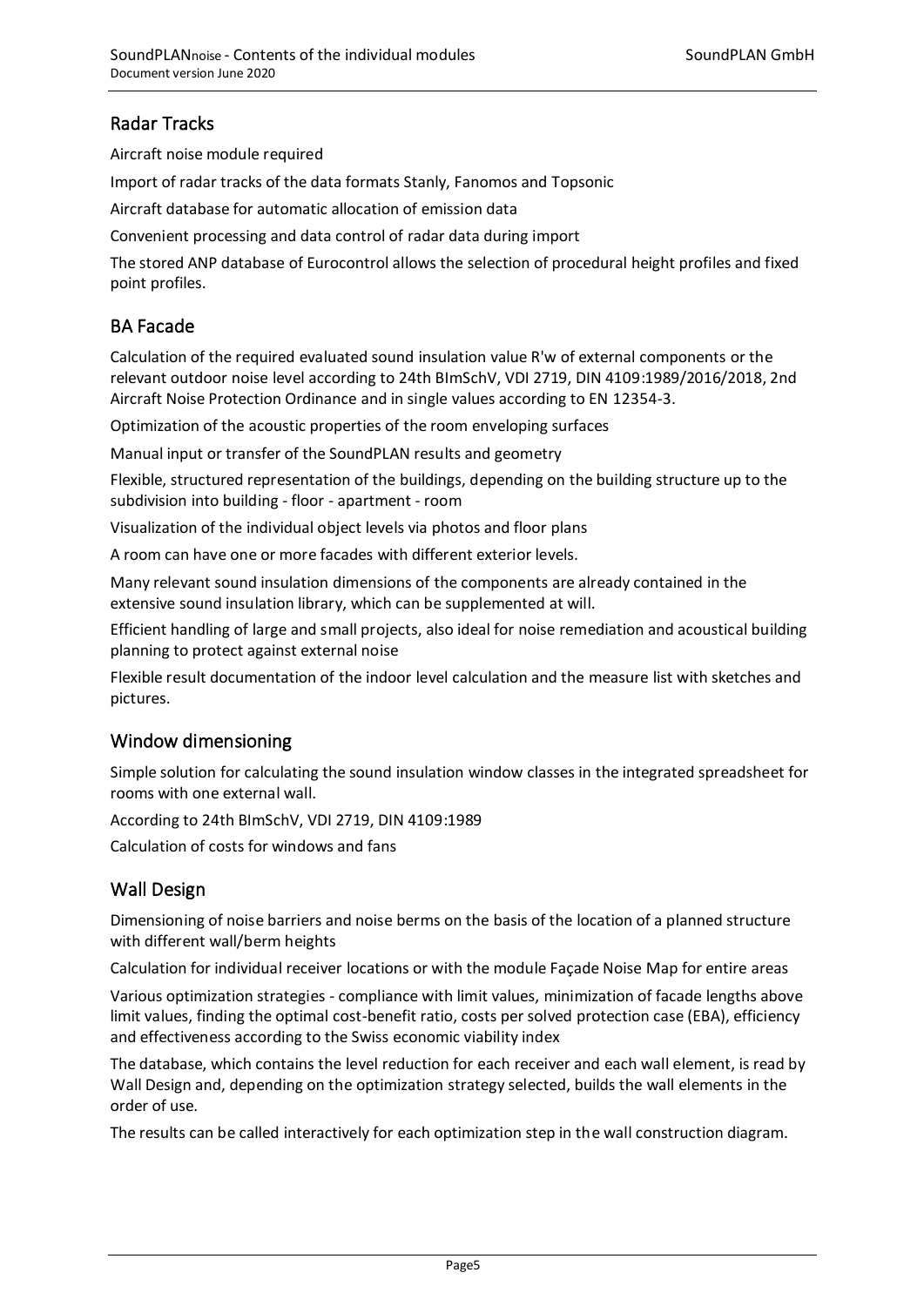## Radar Tracks

Aircraft noise module required

Import of radar tracks of the data formats Stanly, Fanomos and Topsonic

Aircraft database for automatic allocation of emission data

Convenient processing and data control of radar data during import

The stored ANP database of Eurocontrol allows the selection of procedural height profiles and fixed point profiles.

## BA Facade

Calculation of the required evaluated sound insulation value R'w of external components or the relevant outdoor noise level according to 24th BImSchV, VDI 2719, DIN 4109:1989/2016/2018, 2nd Aircraft Noise Protection Ordinance and in single values according to EN 12354-3.

Optimization of the acoustic properties of the room enveloping surfaces

Manual input or transfer of the SoundPLAN results and geometry

Flexible, structured representation of the buildings, depending on the building structure up to the subdivision into building - floor - apartment - room

Visualization of the individual object levels via photos and floor plans

A room can have one or more facades with different exterior levels.

Many relevant sound insulation dimensions of the components are already contained in the extensive sound insulation library, which can be supplemented at will.

Efficient handling of large and small projects, also ideal for noise remediation and acoustical building planning to protect against external noise

Flexible result documentation of the indoor level calculation and the measure list with sketches and pictures.

## Window dimensioning

Simple solution for calculating the sound insulation window classes in the integrated spreadsheet for rooms with one external wall.

According to 24th BImSchV, VDI 2719, DIN 4109:1989

Calculation of costs for windows and fans

## Wall Design

Dimensioning of noise barriers and noise berms on the basis of the location of a planned structure with different wall/berm heights

Calculation for individual receiver locations or with the module Façade Noise Map for entire areas

Various optimization strategies - compliance with limit values, minimization of facade lengths above limit values, finding the optimal cost-benefit ratio, costs per solved protection case (EBA), efficiency and effectiveness according to the Swiss economic viability index

The database, which contains the level reduction for each receiver and each wall element, is read by Wall Design and, depending on the optimization strategy selected, builds the wall elements in the order of use.

The results can be called interactively for each optimization step in the wall construction diagram.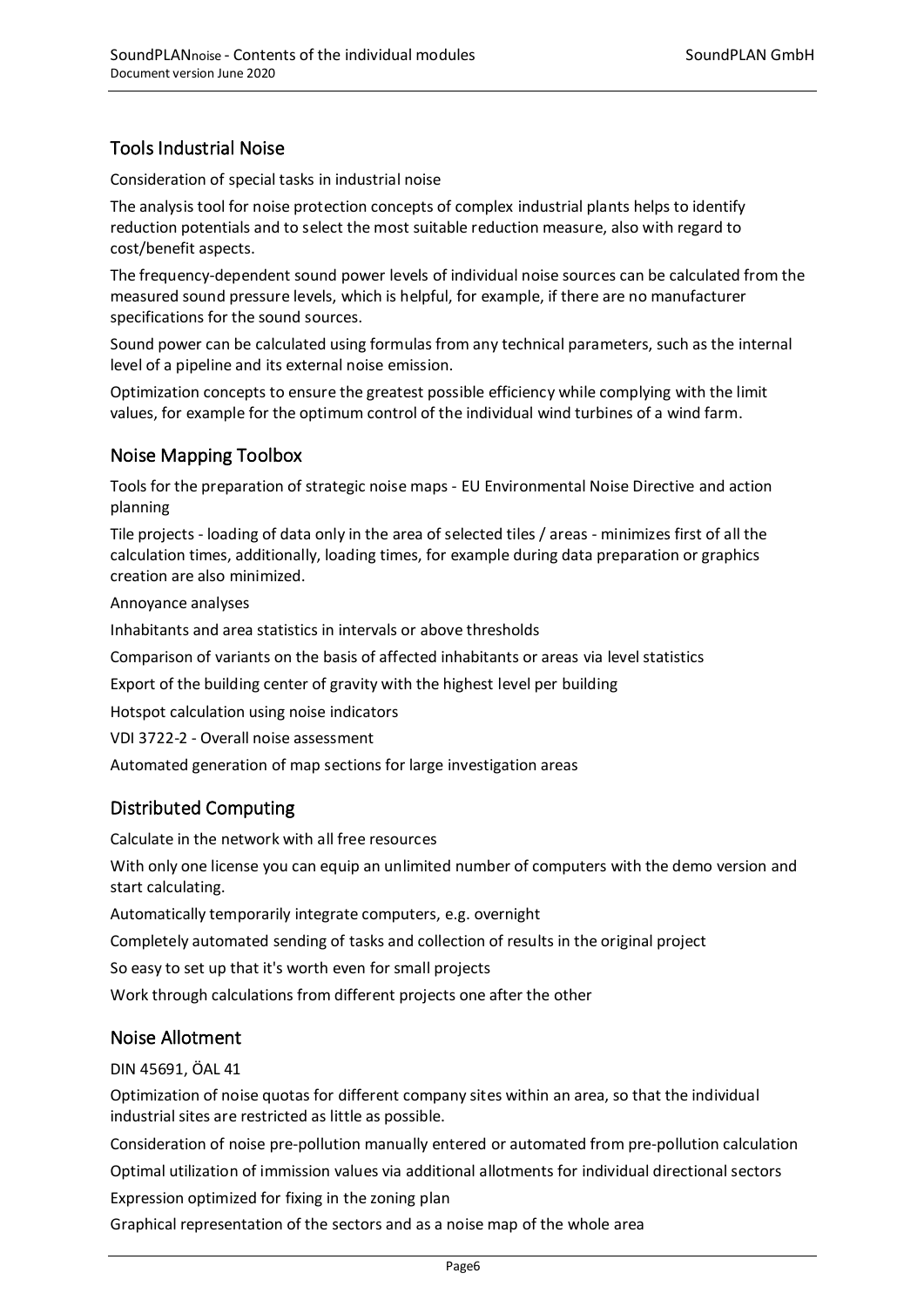## Tools Industrial Noise

Consideration of special tasks in industrial noise

The analysis tool for noise protection concepts of complex industrial plants helps to identify reduction potentials and to select the most suitable reduction measure, also with regard to cost/benefit aspects.

The frequency-dependent sound power levels of individual noise sources can be calculated from the measured sound pressure levels, which is helpful, for example, if there are no manufacturer specifications for the sound sources.

Sound power can be calculated using formulas from any technical parameters, such as the internal level of a pipeline and its external noise emission.

Optimization concepts to ensure the greatest possible efficiency while complying with the limit values, for example for the optimum control of the individual wind turbines of a wind farm.

## Noise Mapping Toolbox

Tools for the preparation of strategic noise maps - EU Environmental Noise Directive and action planning

Tile projects - loading of data only in the area of selected tiles / areas - minimizes first of all the calculation times, additionally, loading times, for example during data preparation or graphics creation are also minimized.

Annoyance analyses

Inhabitants and area statistics in intervals or above thresholds

Comparison of variants on the basis of affected inhabitants or areas via level statistics

Export of the building center of gravity with the highest level per building

Hotspot calculation using noise indicators

VDI 3722-2 - Overall noise assessment

Automated generation of map sections for large investigation areas

## Distributed Computing

Calculate in the network with all free resources

With only one license you can equip an unlimited number of computers with the demo version and start calculating.

Automatically temporarily integrate computers, e.g. overnight

Completely automated sending of tasks and collection of results in the original project

So easy to set up that it's worth even for small projects

Work through calculations from different projects one after the other

## Noise Allotment

DIN 45691, ÖAL 41

Optimization of noise quotas for different company sites within an area, so that the individual industrial sites are restricted as little as possible.

Consideration of noise pre-pollution manually entered or automated from pre-pollution calculation

Optimal utilization of immission values via additional allotments for individual directional sectors

Expression optimized for fixing in the zoning plan

Graphical representation of the sectors and as a noise map of the whole area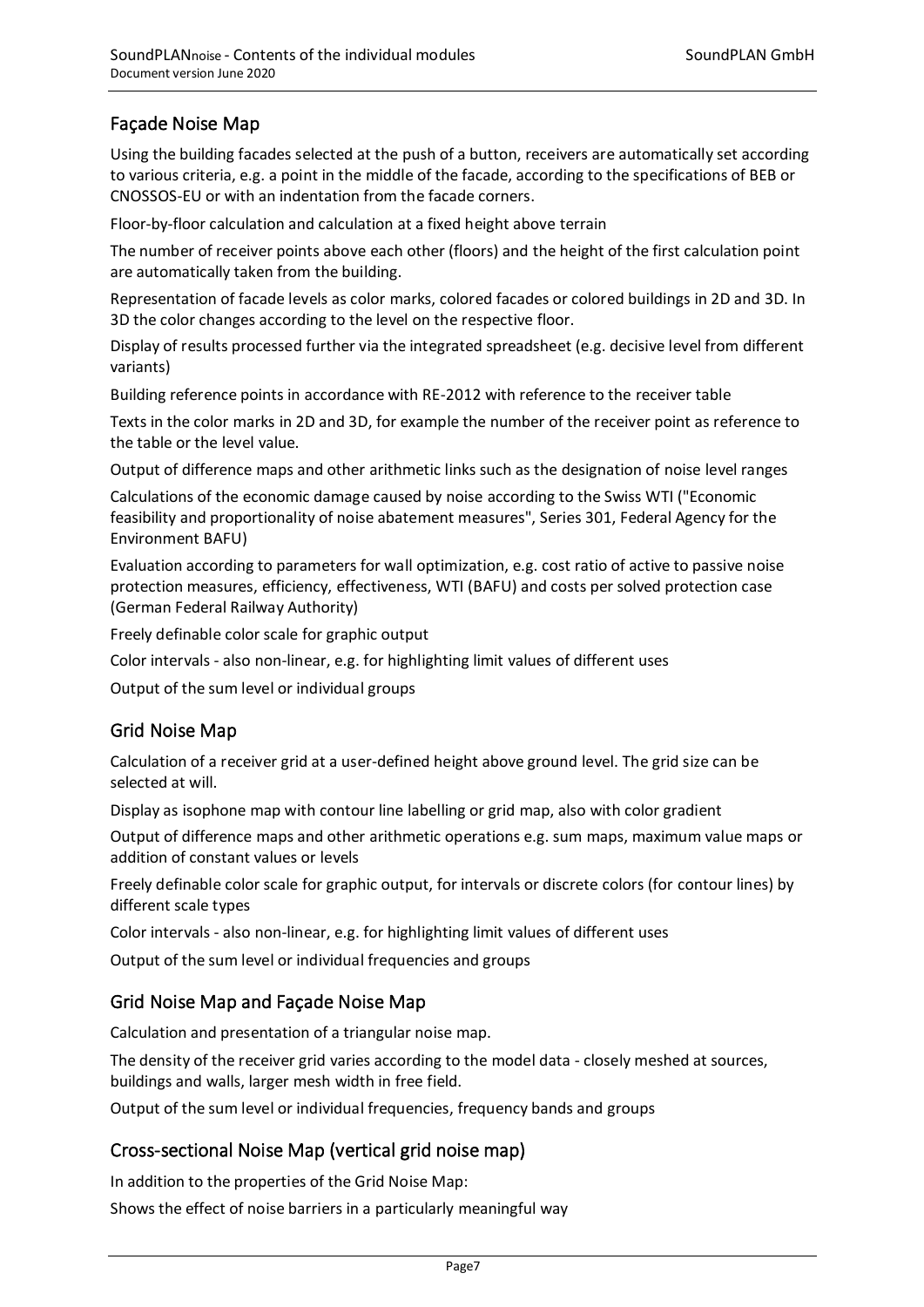## Façade Noise Map

Using the building facades selected at the push of a button, receivers are automatically set according to various criteria, e.g. a point in the middle of the facade, according to the specifications of BEB or CNOSSOS-EU or with an indentation from the facade corners.

Floor-by-floor calculation and calculation at a fixed height above terrain

The number of receiver points above each other (floors) and the height of the first calculation point are automatically taken from the building.

Representation of facade levels as color marks, colored facades or colored buildings in 2D and 3D. In 3D the color changes according to the level on the respective floor.

Display of results processed further via the integrated spreadsheet (e.g. decisive level from different variants)

Building reference points in accordance with RE-2012 with reference to the receiver table

Texts in the color marks in 2D and 3D, for example the number of the receiver point as reference to the table or the level value.

Output of difference maps and other arithmetic links such as the designation of noise level ranges

Calculations of the economic damage caused by noise according to the Swiss WTI ("Economic feasibility and proportionality of noise abatement measures", Series 301, Federal Agency for the Environment BAFU)

Evaluation according to parameters for wall optimization, e.g. cost ratio of active to passive noise protection measures, efficiency, effectiveness, WTI (BAFU) and costs per solved protection case (German Federal Railway Authority)

Freely definable color scale for graphic output

Color intervals - also non-linear, e.g. for highlighting limit values of different uses

Output of the sum level or individual groups

## Grid Noise Map

Calculation of a receiver grid at a user-defined height above ground level. The grid size can be selected at will.

Display as isophone map with contour line labelling or grid map, also with color gradient

Output of difference maps and other arithmetic operations e.g. sum maps, maximum value maps or addition of constant values or levels

Freely definable color scale for graphic output, for intervals or discrete colors (for contour lines) by different scale types

Color intervals - also non-linear, e.g. for highlighting limit values of different uses

Output of the sum level or individual frequencies and groups

## Grid Noise Map and Façade Noise Map

Calculation and presentation of a triangular noise map.

The density of the receiver grid varies according to the model data - closely meshed at sources, buildings and walls, larger mesh width in free field.

Output of the sum level or individual frequencies, frequency bands and groups

## Cross-sectional Noise Map (vertical grid noise map)

In addition to the properties of the Grid Noise Map:

Shows the effect of noise barriers in a particularly meaningful way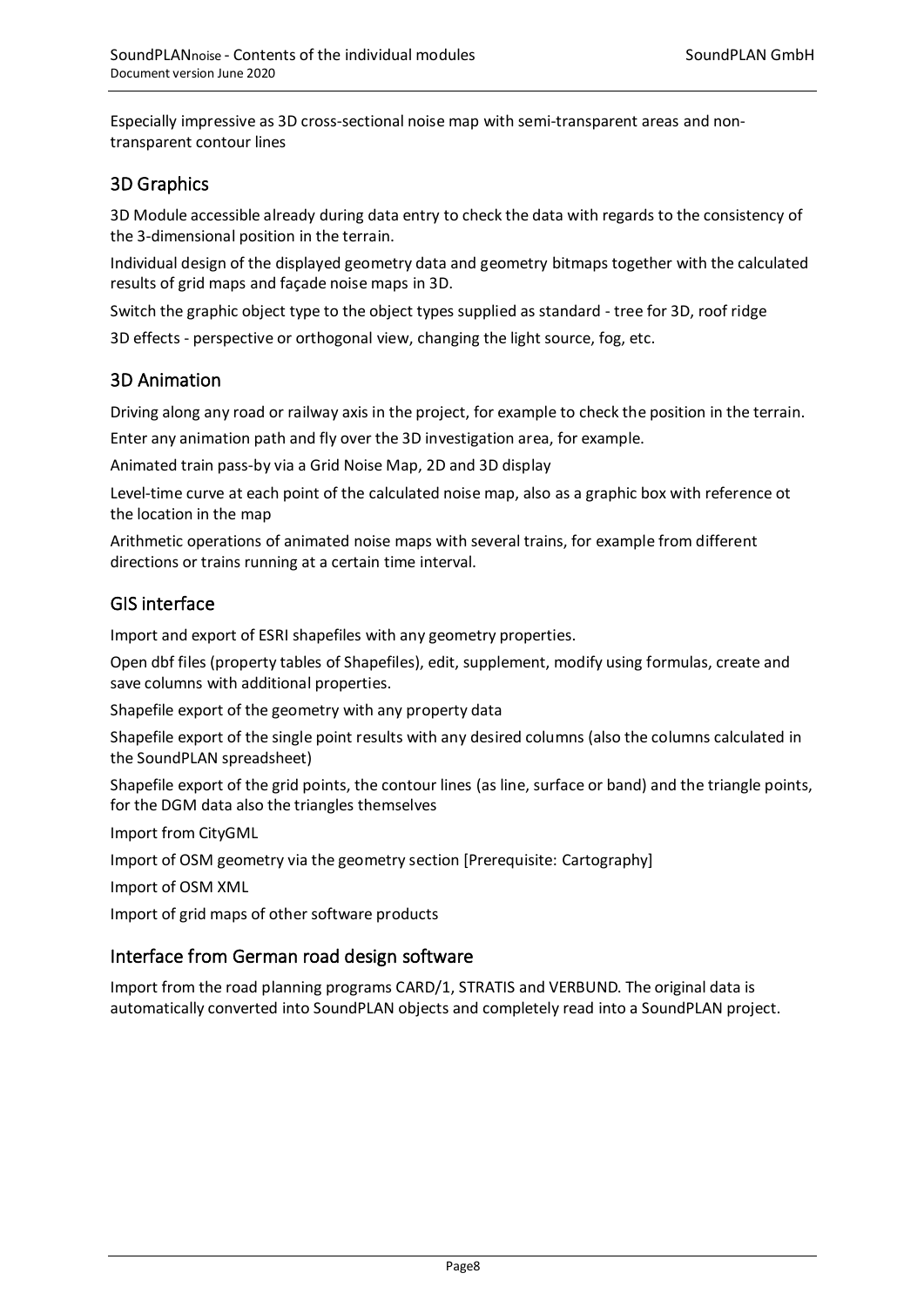Especially impressive as 3D cross-sectional noise map with semi-transparent areas and non-transparent contour lines

## 3D Graphics

3D Module accessible already during data entry to check the data with regards to the consistency of the 3-dimensional position in the terrain.

Individual design of the displayed geometry data and geometry bitmaps together with the calculated results of grid maps and façade noise maps in 3D.

Switch the graphic object type to the object types supplied as standard - tree for 3D, roof ridge

3D effects - perspective or orthogonal view, changing the light source, fog, etc.

## 3D Animation

Driving along any road or railway axis in the project, for example to check the position in the terrain.

Enter any animation path and fly over the 3D investigation area, for example.

Animated train pass-by via a Grid Noise Map, 2D and 3D display

Level-time curve at each point of the calculated noise map, also as a graphic box with reference ot the location in the map

Arithmetic operations of animated noise maps with several trains, for example from different directions or trains running at a certain time interval.

## GIS interface

Import and export of ESRI shapefiles with any geometry properties.

Open dbf files (property tables of Shapefiles), edit, supplement, modify using formulas, create and save columns with additional properties.

Shapefile export of the geometry with any property data

Shapefile export of the single point results with any desired columns (also the columns calculated in the SoundPLAN spreadsheet)

Shapefile export of the grid points, the contour lines (as line, surface or band) and the triangle points, for the DGM data also the triangles themselves

Import from CityGML

Import of OSM geometry via the geometry section [Prerequisite: Cartography]

Import of OSM XML

Import of grid maps of other software products

## Interface from German road design software

Import from the road planning programs CARD/1, STRATIS and VERBUND. The original data is automatically converted into SoundPLAN objects and completely read into a SoundPLAN project.